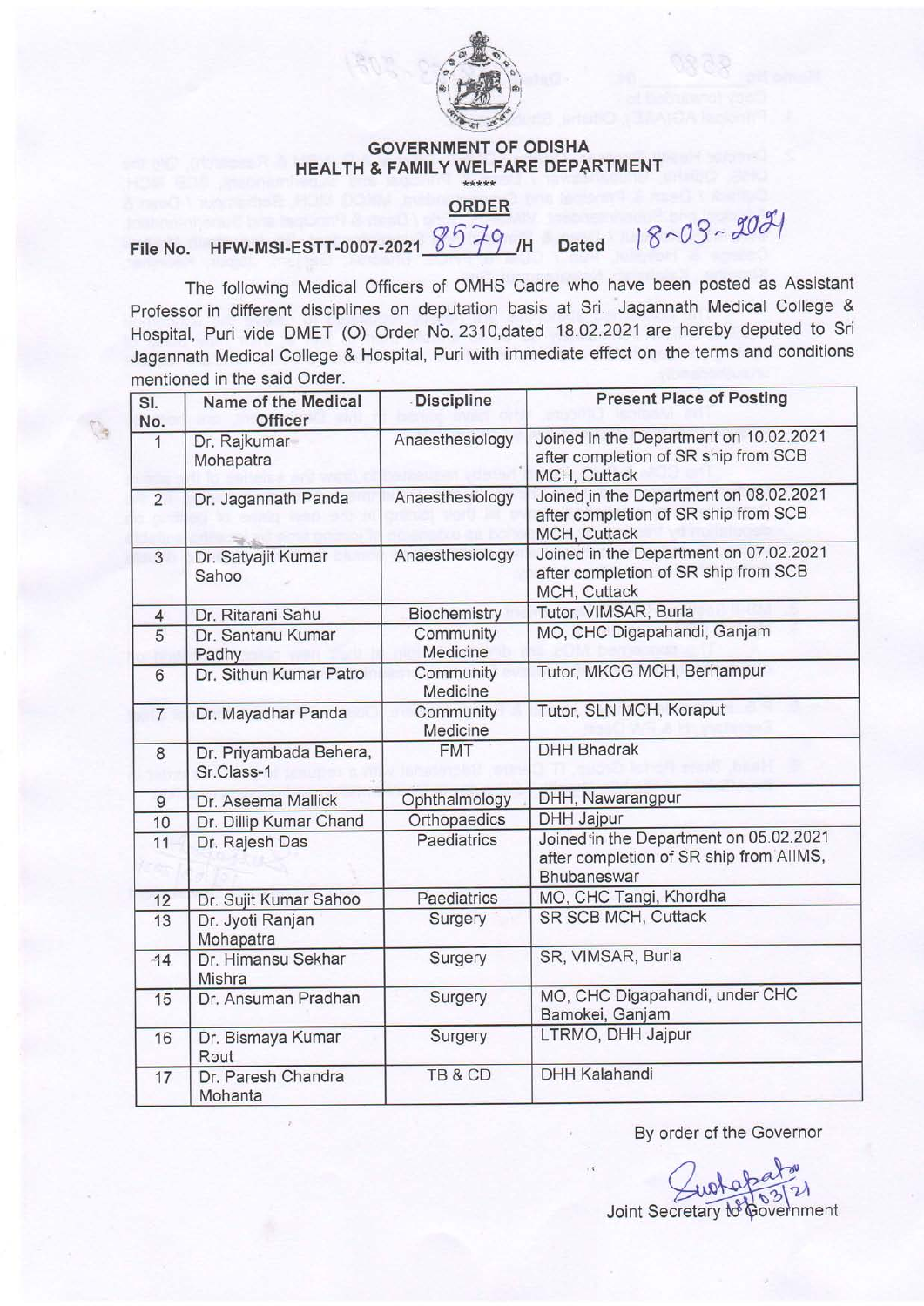# GOVERNMENT OF ODISHA
## HEALTH & FAMILY WELFARE DEPARTMENT

\*\*\*\*\*

**ORDER**

File No. HFW-MSI-ESTT-0007-2021 8579 /H Dated 18-03-2021

The following Medical Officers of OMHS Cadre who have been posted as Assistant Professor in different disciplines on deputation basis at Sri. Jagannath Medical College & Hospital, Puri vide DMET (O) Order No. 2310,dated 18.02.2021 are hereby deputed to Sri Jagannath Medical College & Hospital, Puri with immediate effect on the terms and conditions mentioned in the said Order.

| Sl. No. | Name of the Medical Officer | Discipline | Present Place of Posting |
|---|---|---|---|
| 1 | Dr. Rajkumar Mohapatra | Anaesthesiology | Joined in the Department on 10.02.2021 after completion of SR ship from SCB MCH, Cuttack |
| 2 | Dr. Jagannath Panda | Anaesthesiology | Joined in the Department on 08.02.2021 after completion of SR ship from SCB MCH, Cuttack |
| 3 | Dr. Satyajit Kumar Sahoo | Anaesthesiology | Joined in the Department on 07.02.2021 after completion of SR ship from SCB MCH, Cuttack |
| 4 | Dr. Ritarani Sahu | Biochemistry | Tutor, VIMSAR, Burla |
| 5 | Dr. Santanu Kumar Padhy | Community Medicine | MO, CHC Digapahandi, Ganjam |
| 6 | Dr. Sithun Kumar Patro | Community Medicine | Tutor, MKCG MCH, Berhampur |
| 7 | Dr. Mayadhar Panda | Community Medicine | Tutor, SLN MCH, Koraput |
| 8 | Dr. Priyambada Behera, Sr.Class-1 | FMT | DHH Bhadrak |
| 9 | Dr. Aseema Mallick | Ophthalmology | DHH, Nawarangpur |
| 10 | Dr. Dillip Kumar Chand | Orthopaedics | DHH Jajpur |
| 11 | Dr. Rajesh Das | Paediatrics | Joined in the Department on 05.02.2021 after completion of SR ship from AIIMS, Bhubaneswar |
| 12 | Dr. Sujit Kumar Sahoo | Paediatrics | MO, CHC Tangi, Khordha |
| 13 | Dr. Jyoti Ranjan Mohapatra | Surgery | SR SCB MCH, Cuttack |
| 14 | Dr. Himansu Sekhar Mishra | Surgery | SR, VIMSAR, Burla |
| 15 | Dr. Ansuman Pradhan | Surgery | MO, CHC Digapahandi, under CHC Bamokei, Ganjam |
| 16 | Dr. Bismaya Kumar Rout | Surgery | LTRMO, DHH Jajpur |
| 17 | Dr. Paresh Chandra Mohanta | TB & CD | DHH Kalahandi |

By order of the Governor

Joint Secretary to Government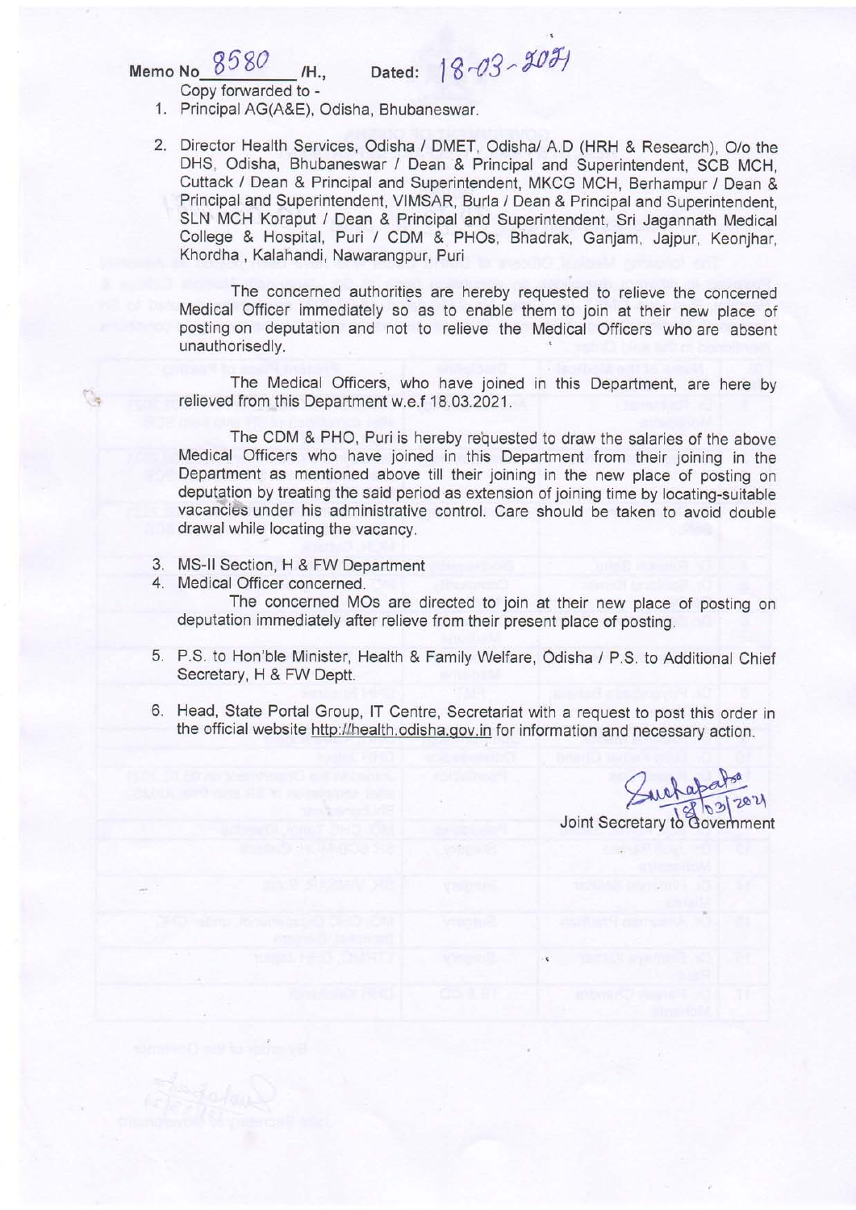Memo No 8580 /H., Dated: 18-03-2021

Copy forwarded to -

1. Principal AG(A&E), Odisha, Bhubaneswar.

2. Director Health Services, Odisha / DMET, Odisha/ A.D (HRH & Research), O/o the DHS, Odisha, Bhubaneswar / Dean & Principal and Superintendent, SCB MCH, Cuttack / Dean & Principal and Superintendent, MKCG MCH, Berhampur / Dean & Principal and Superintendent, VIMSAR, Burla / Dean & Principal and Superintendent, SLN MCH Koraput / Dean & Principal and Superintendent, Sri Jagannath Medical College & Hospital, Puri / CDM & PHOs, Bhadrak, Ganjam, Jajpur, Keonjhar, Khordha , Kalahandi, Nawarangpur, Puri

   The concerned authorities are hereby requested to relieve the concerned Medical Officer immediately so as to enable them to join at their new place of posting on deputation and not to relieve the Medical Officers who are absent unauthorisedly.

   The Medical Officers, who have joined in this Department, are here by relieved from this Department w.e.f 18.03.2021.

   The CDM & PHO, Puri is hereby requested to draw the salaries of the above Medical Officers who have joined in this Department from their joining in the Department as mentioned above till their joining in the new place of posting on deputation by treating the said period as extension of joining time by locating-suitable vacancies under his administrative control. Care should be taken to avoid double drawal while locating the vacancy.

3. MS-II Section, H & FW Department

4. Medical Officer concerned.

   The concerned MOs are directed to join at their new place of posting on deputation immediately after relieve from their present place of posting.

5. P.S. to Hon'ble Minister, Health & Family Welfare, Odisha / P.S. to Additional Chief Secretary, H & FW Deptt.

6. Head, State Portal Group, IT Centre, Secretariat with a request to post this order in the official website http://health.odisha.gov.in for information and necessary action.

18/03/2021

Joint Secretary to Government